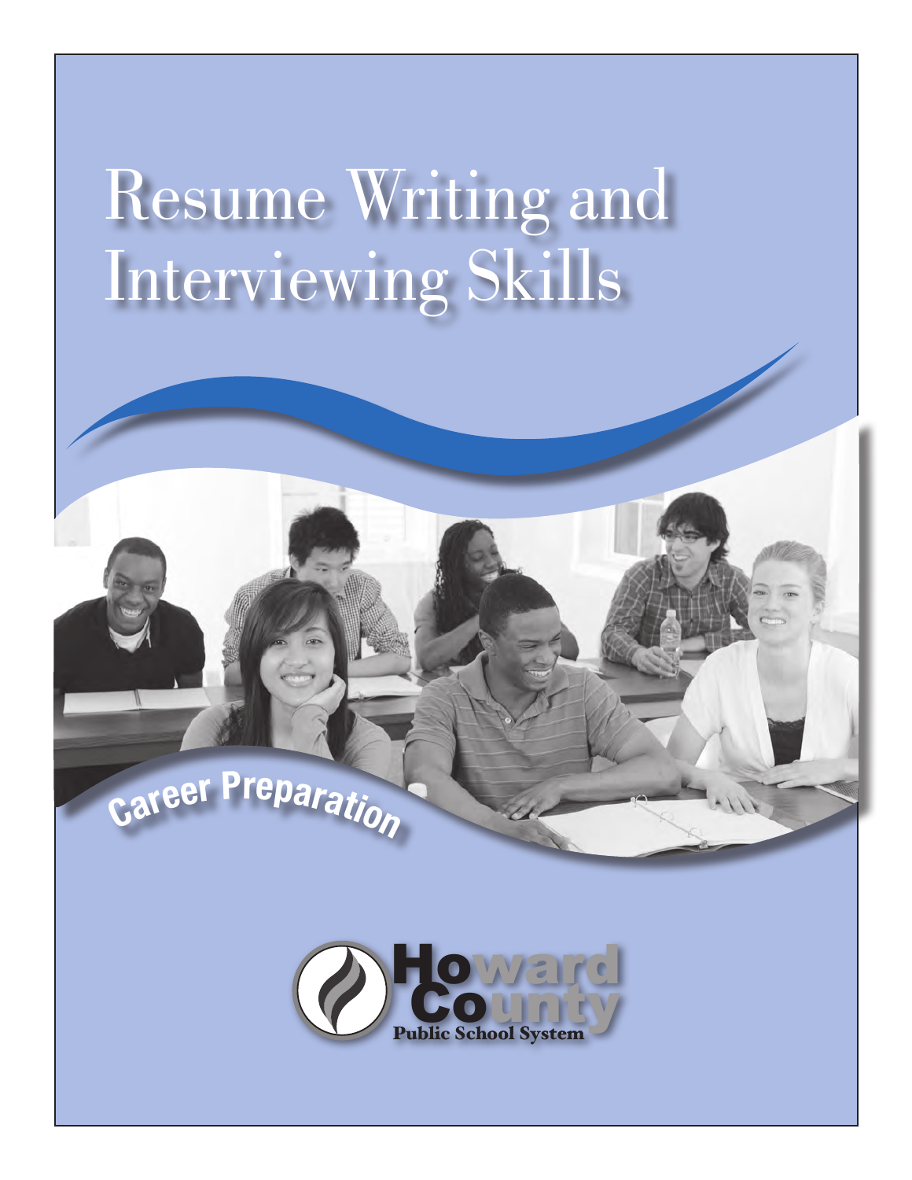# Resume Writing and Interviewing Skills

Career Preparation

Howard County Public School System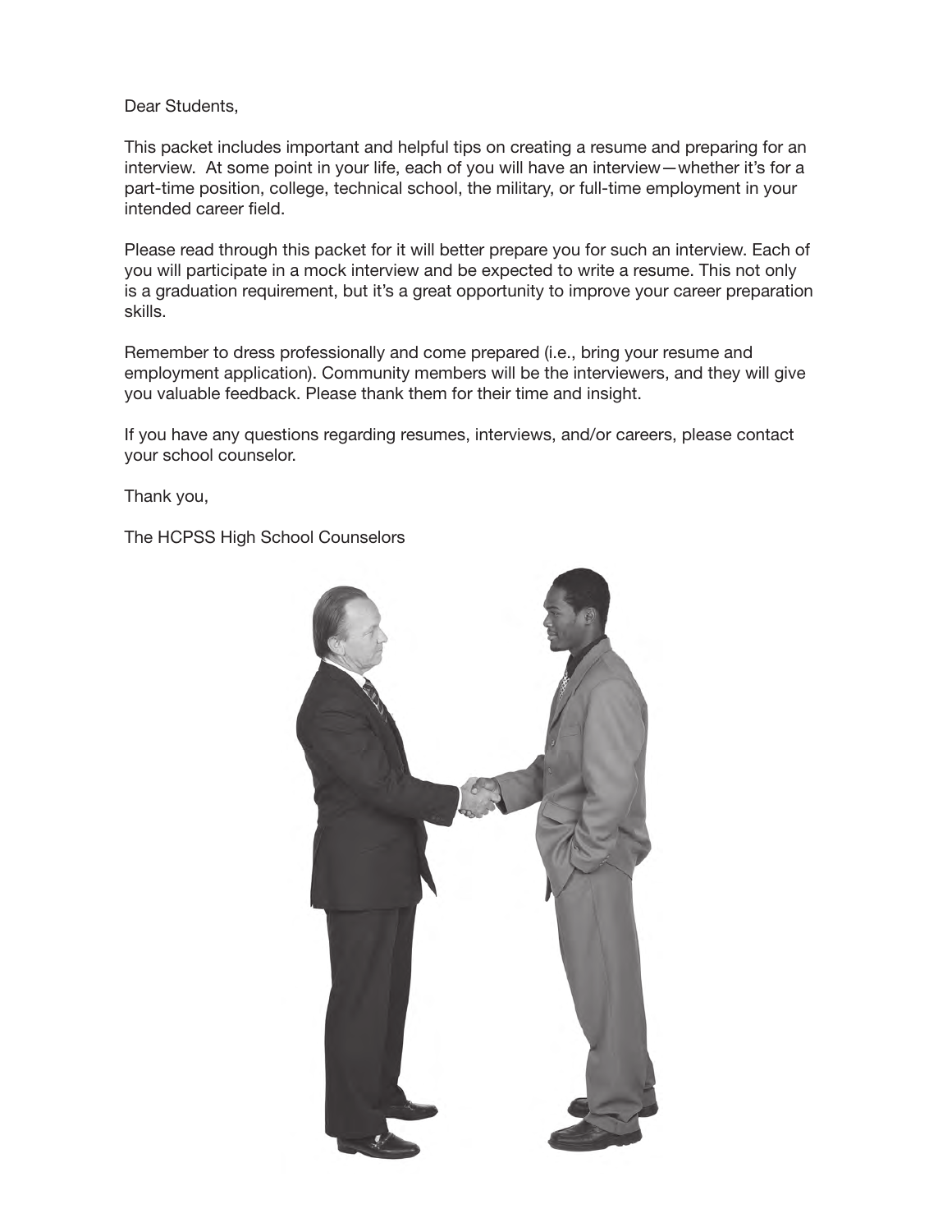Dear Students,

This packet includes important and helpful tips on creating a resume and preparing for an interview. At some point in your life, each of you will have an interview—whether it's for a part-time position, college, technical school, the military, or full-time employment in your intended career field.

Please read through this packet for it will better prepare you for such an interview. Each of you will participate in a mock interview and be expected to write a resume. This not only is a graduation requirement, but it's a great opportunity to improve your career preparation skills.

Remember to dress professionally and come prepared (i.e., bring your resume and employment application). Community members will be the interviewers, and they will give you valuable feedback. Please thank them for their time and insight.

If you have any questions regarding resumes, interviews, and/or careers, please contact your school counselor.

Thank you,

The HCPSS High School Counselors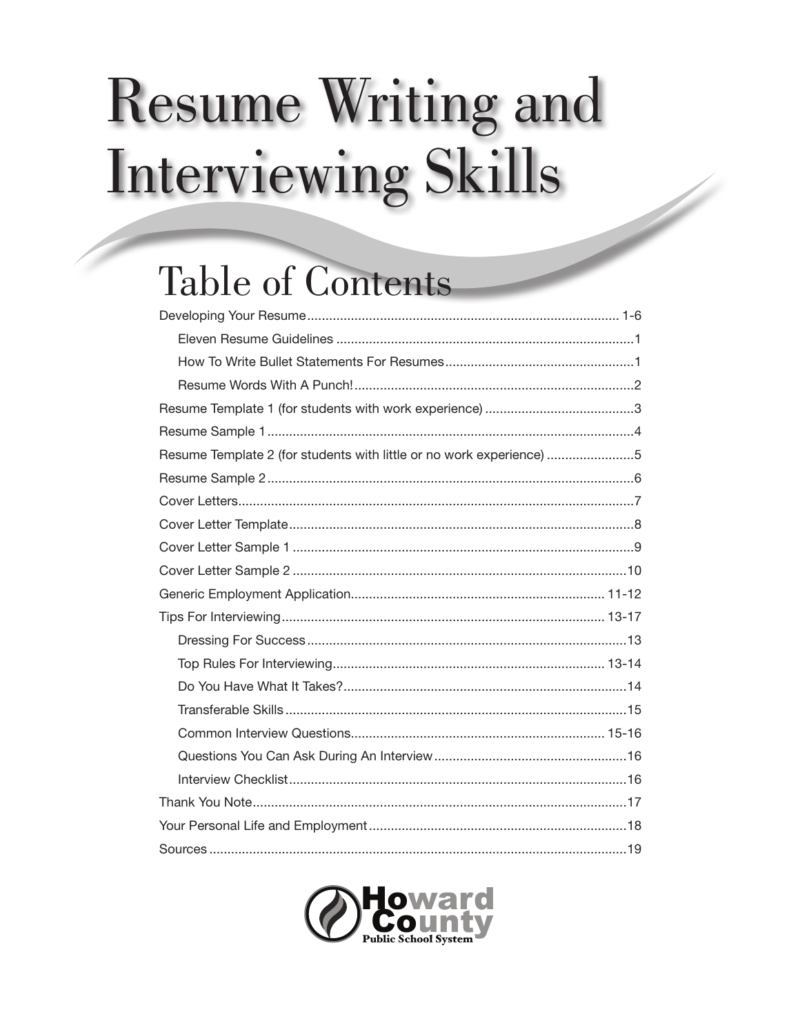# Resume Writing and Interviewing Skills

## Table of Contents

- Developing Your Resume ..... 1-6
  - Eleven Resume Guidelines ..... 1
  - How To Write Bullet Statements For Resumes ..... 1
  - Resume Words With A Punch! ..... 2
- Resume Template 1 (for students with work experience) ..... 3
- Resume Sample 1 ..... 4
- Resume Template 2 (for students with little or no work experience) ..... 5
- Resume Sample 2 ..... 6
- Cover Letters ..... 7
- Cover Letter Template ..... 8
- Cover Letter Sample 1 ..... 9
- Cover Letter Sample 2 ..... 10
- Generic Employment Application ..... 11-12
- Tips For Interviewing ..... 13-17
  - Dressing For Success ..... 13
  - Top Rules For Interviewing ..... 13-14
  - Do You Have What It Takes? ..... 14
  - Transferable Skills ..... 15
  - Common Interview Questions ..... 15-16
  - Questions You Can Ask During An Interview ..... 16
  - Interview Checklist ..... 16
- Thank You Note ..... 17
- Your Personal Life and Employment ..... 18
- Sources ..... 19

Howard County Public School System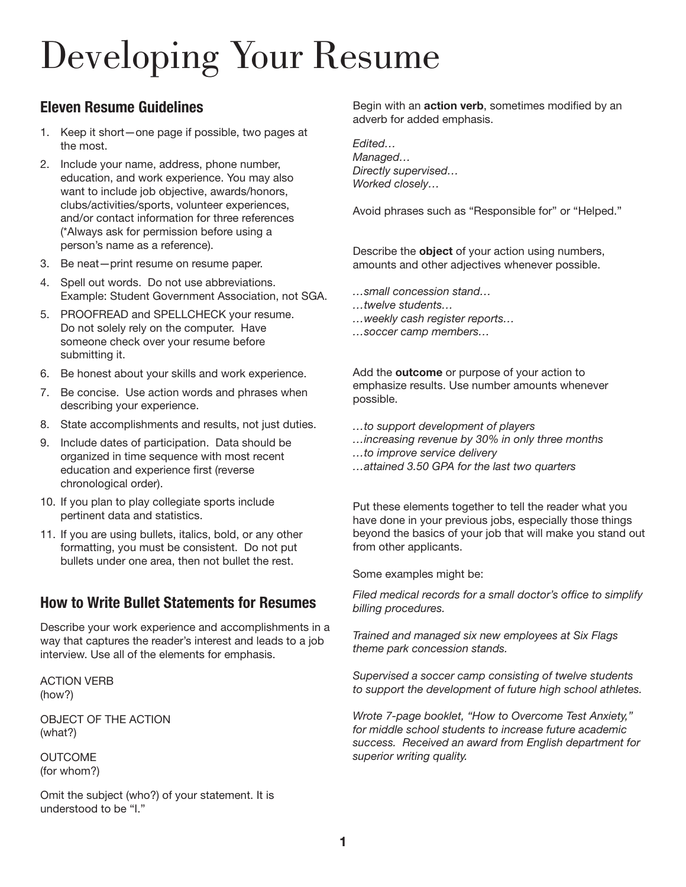# Developing Your Resume

## Eleven Resume Guidelines

1. Keep it short—one page if possible, two pages at the most.
2. Include your name, address, phone number, education, and work experience. You may also want to include job objective, awards/honors, clubs/activities/sports, volunteer experiences, and/or contact information for three references (*Always ask for permission before using a person's name as a reference).
3. Be neat—print resume on resume paper.
4. Spell out words. Do not use abbreviations. Example: Student Government Association, not SGA.
5. PROOFREAD and SPELLCHECK your resume. Do not solely rely on the computer. Have someone check over your resume before submitting it.
6. Be honest about your skills and work experience.
7. Be concise. Use action words and phrases when describing your experience.
8. State accomplishments and results, not just duties.
9. Include dates of participation. Data should be organized in time sequence with most recent education and experience first (reverse chronological order).
10. If you plan to play collegiate sports include pertinent data and statistics.
11. If you are using bullets, italics, bold, or any other formatting, you must be consistent. Do not put bullets under one area, then not bullet the rest.

## How to Write Bullet Statements for Resumes

Describe your work experience and accomplishments in a way that captures the reader's interest and leads to a job interview. Use all of the elements for emphasis.

ACTION VERB
(how?)

OBJECT OF THE ACTION
(what?)

OUTCOME
(for whom?)

Omit the subject (who?) of your statement. It is understood to be "I."

Begin with an **action verb**, sometimes modified by an adverb for added emphasis.

*Edited…*
*Managed…*
*Directly supervised…*
*Worked closely…*

Avoid phrases such as "Responsible for" or "Helped."

Describe the **object** of your action using numbers, amounts and other adjectives whenever possible.

*…small concession stand…*
*…twelve students…*
*…weekly cash register reports…*
*…soccer camp members…*

Add the **outcome** or purpose of your action to emphasize results. Use number amounts whenever possible.

*…to support development of players*
*…increasing revenue by 30% in only three months*
*…to improve service delivery*
*…attained 3.50 GPA for the last two quarters*

Put these elements together to tell the reader what you have done in your previous jobs, especially those things beyond the basics of your job that will make you stand out from other applicants.

Some examples might be:

*Filed medical records for a small doctor's office to simplify billing procedures.*

*Trained and managed six new employees at Six Flags theme park concession stands.*

*Supervised a soccer camp consisting of twelve students to support the development of future high school athletes.*

*Wrote 7-page booklet, "How to Overcome Test Anxiety," for middle school students to increase future academic success. Received an award from English department for superior writing quality.*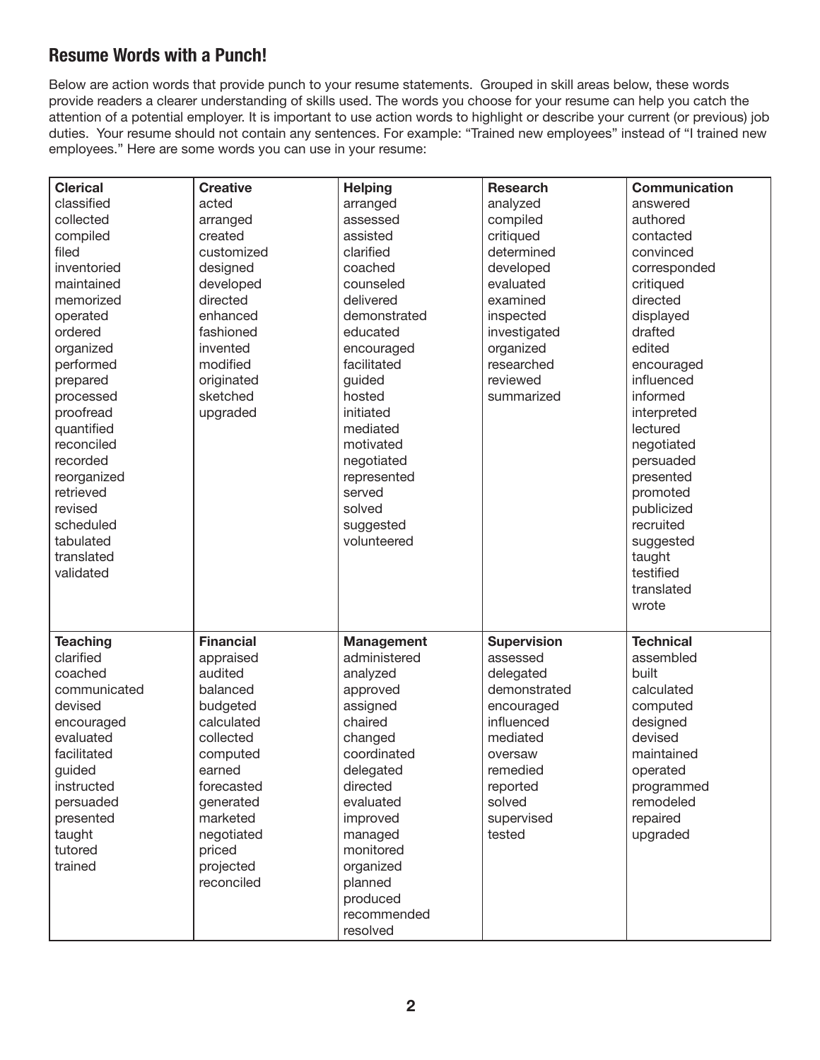## Resume Words with a Punch!

Below are action words that provide punch to your resume statements. Grouped in skill areas below, these words provide readers a clearer understanding of skills used. The words you choose for your resume can help you catch the attention of a potential employer. It is important to use action words to highlight or describe your current (or previous) job duties. Your resume should not contain any sentences. For example: "Trained new employees" instead of "I trained new employees." Here are some words you can use in your resume:

| Clerical | Creative | Helping | Research | Communication |
|---|---|---|---|---|
| classified | acted | arranged | analyzed | answered |
| collected | arranged | assessed | compiled | authored |
| compiled | created | assisted | critiqued | contacted |
| filed | customized | clarified | determined | convinced |
| inventoried | designed | coached | developed | corresponded |
| maintained | developed | counseled | evaluated | critiqued |
| memorized | directed | delivered | examined | directed |
| operated | enhanced | demonstrated | inspected | displayed |
| ordered | fashioned | educated | investigated | drafted |
| organized | invented | encouraged | organized | edited |
| performed | modified | facilitated | researched | encouraged |
| prepared | originated | guided | reviewed | influenced |
| processed | sketched | hosted | summarized | informed |
| proofread | upgraded | initiated | | interpreted |
| quantified | | mediated | | lectured |
| reconciled | | motivated | | negotiated |
| recorded | | negotiated | | persuaded |
| reorganized | | represented | | presented |
| retrieved | | served | | promoted |
| revised | | solved | | publicized |
| scheduled | | suggested | | recruited |
| tabulated | | volunteered | | suggested |
| translated | | | | taught |
| validated | | | | testified |
| | | | | translated |
| | | | | wrote |
| **Teaching** | **Financial** | **Management** | **Supervision** | **Technical** |
| clarified | appraised | administered | assessed | assembled |
| coached | audited | analyzed | delegated | built |
| communicated | balanced | approved | demonstrated | calculated |
| devised | budgeted | assigned | encouraged | computed |
| encouraged | calculated | chaired | influenced | designed |
| evaluated | collected | changed | mediated | devised |
| facilitated | computed | coordinated | oversaw | maintained |
| guided | earned | delegated | remedied | operated |
| instructed | forecasted | directed | reported | programmed |
| persuaded | generated | evaluated | solved | remodeled |
| presented | marketed | improved | supervised | repaired |
| taught | negotiated | managed | tested | upgraded |
| tutored | priced | monitored | | |
| trained | projected | organized | | |
| | reconciled | planned | | |
| | | produced | | |
| | | recommended | | |
| | | resolved | | |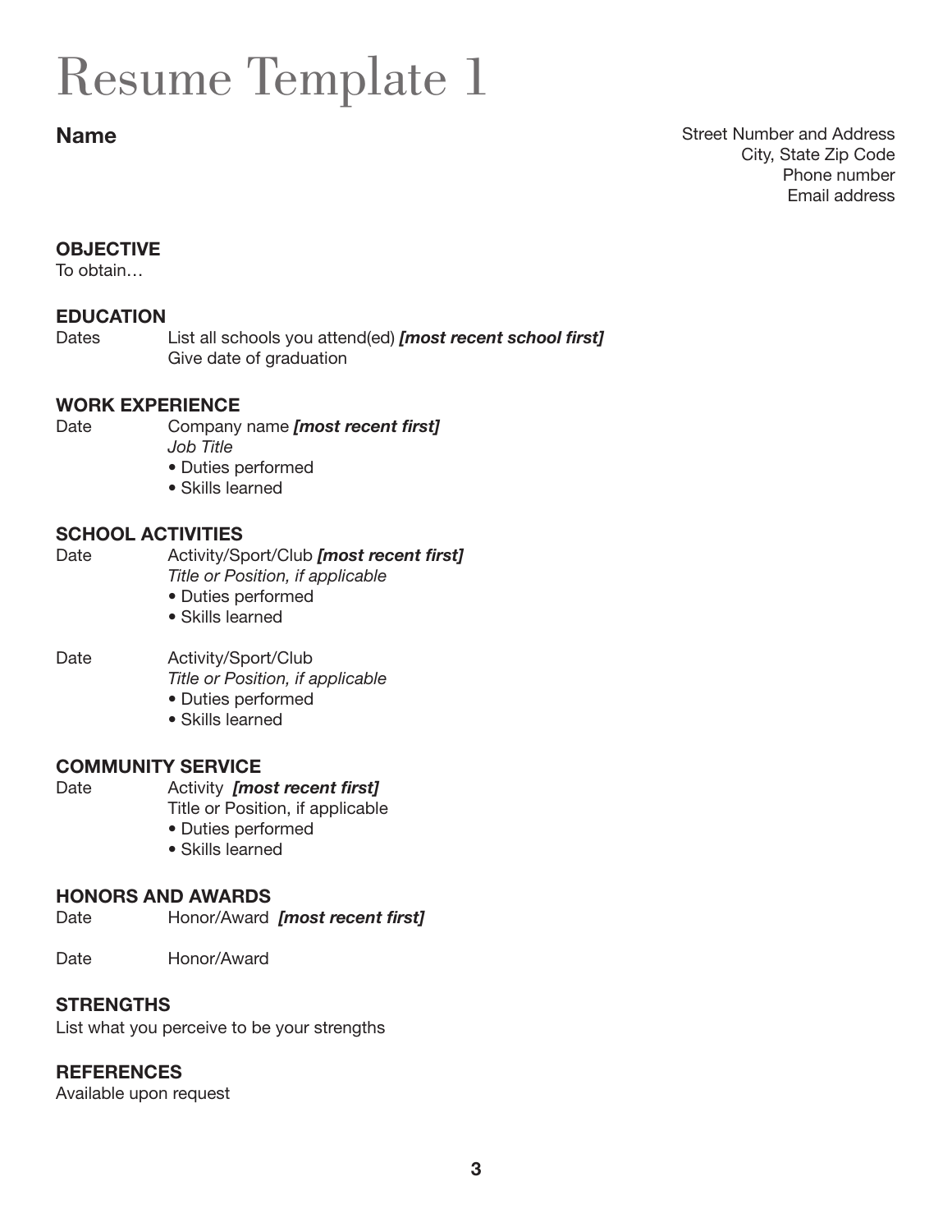# Resume Template 1

**Name**

Street Number and Address
City, State Zip Code
Phone number
Email address

**OBJECTIVE**
To obtain…

**EDUCATION**
Dates List all schools you attend(ed) ***[most recent school first]***
Give date of graduation

**WORK EXPERIENCE**
Date Company name ***[most recent first]***
*Job Title*
- Duties performed
- Skills learned

**SCHOOL ACTIVITIES**
Date Activity/Sport/Club ***[most recent first]***
*Title or Position, if applicable*
- Duties performed
- Skills learned

Date Activity/Sport/Club
*Title or Position, if applicable*
- Duties performed
- Skills learned

**COMMUNITY SERVICE**
Date Activity ***[most recent first]***
Title or Position, if applicable
- Duties performed
- Skills learned

**HONORS AND AWARDS**
Date Honor/Award ***[most recent first]***

Date Honor/Award

**STRENGTHS**
List what you perceive to be your strengths

**REFERENCES**
Available upon request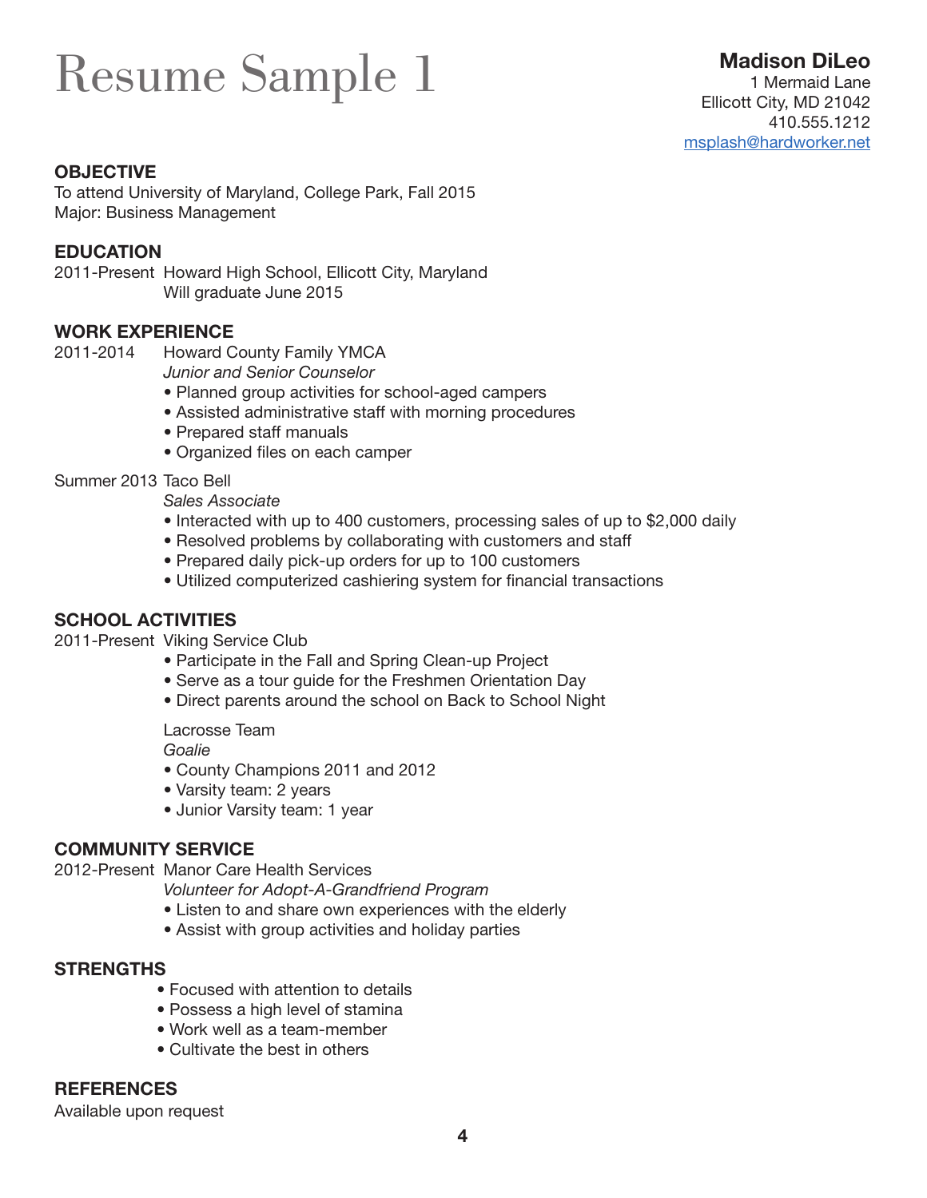# Resume Sample 1

**Madison DiLeo**
1 Mermaid Lane
Ellicott City, MD 21042
410.555.1212
msplash@hardworker.net

## OBJECTIVE

To attend University of Maryland, College Park, Fall 2015
Major: Business Management

## EDUCATION

2011-Present Howard High School, Ellicott City, Maryland
Will graduate June 2015

## WORK EXPERIENCE

2011-2014 Howard County Family YMCA
*Junior and Senior Counselor*
- Planned group activities for school-aged campers
- Assisted administrative staff with morning procedures
- Prepared staff manuals
- Organized files on each camper

Summer 2013 Taco Bell
*Sales Associate*
- Interacted with up to 400 customers, processing sales of up to $2,000 daily
- Resolved problems by collaborating with customers and staff
- Prepared daily pick-up orders for up to 100 customers
- Utilized computerized cashiering system for financial transactions

## SCHOOL ACTIVITIES

2011-Present Viking Service Club
- Participate in the Fall and Spring Clean-up Project
- Serve as a tour guide for the Freshmen Orientation Day
- Direct parents around the school on Back to School Night

Lacrosse Team
*Goalie*
- County Champions 2011 and 2012
- Varsity team: 2 years
- Junior Varsity team: 1 year

## COMMUNITY SERVICE

2012-Present Manor Care Health Services
*Volunteer for Adopt-A-Grandfriend Program*
- Listen to and share own experiences with the elderly
- Assist with group activities and holiday parties

## STRENGTHS

- Focused with attention to details
- Possess a high level of stamina
- Work well as a team-member
- Cultivate the best in others

## REFERENCES

Available upon request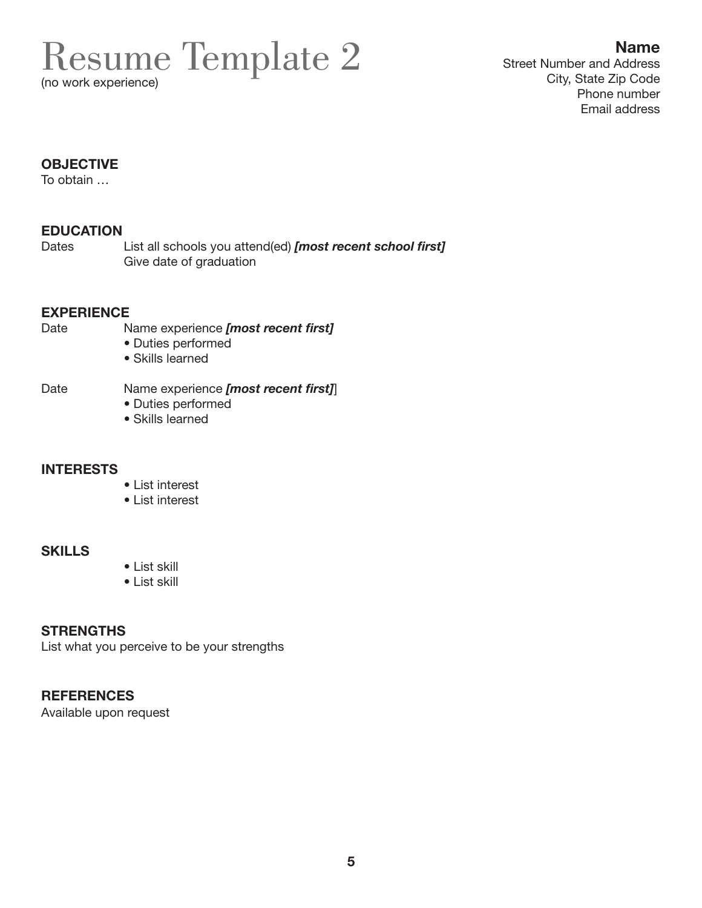# Resume Template 2

(no work experience)

**Name**
Street Number and Address
City, State Zip Code
Phone number
Email address

**OBJECTIVE**

To obtain …

**EDUCATION**

Dates List all schools you attend(ed) ***[most recent school first]***
Give date of graduation

**EXPERIENCE**

Date Name experience ***[most recent first]***

- Duties performed
- Skills learned

Date Name experience ***[most recent first]***]

- Duties performed
- Skills learned

**INTERESTS**

- List interest
- List interest

**SKILLS**

- List skill
- List skill

**STRENGTHS**

List what you perceive to be your strengths

**REFERENCES**

Available upon request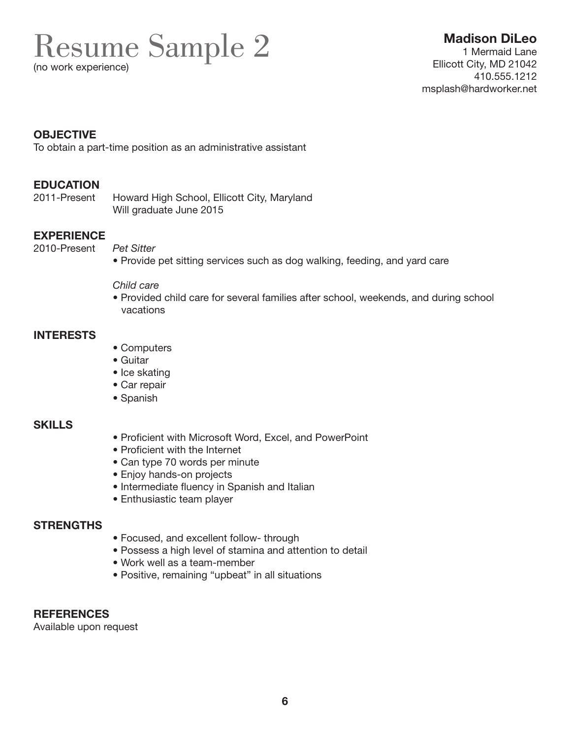# Resume Sample 2

(no work experience)

**Madison DiLeo**
1 Mermaid Lane
Ellicott City, MD 21042
410.555.1212
msplash@hardworker.net

**OBJECTIVE**
To obtain a part-time position as an administrative assistant

**EDUCATION**
2011-Present Howard High School, Ellicott City, Maryland
Will graduate June 2015

**EXPERIENCE**
2010-Present *Pet Sitter*

- Provide pet sitting services such as dog walking, feeding, and yard care

*Child care*

- Provided child care for several families after school, weekends, and during school vacations

**INTERESTS**

- Computers
- Guitar
- Ice skating
- Car repair
- Spanish

**SKILLS**

- Proficient with Microsoft Word, Excel, and PowerPoint
- Proficient with the Internet
- Can type 70 words per minute
- Enjoy hands-on projects
- Intermediate fluency in Spanish and Italian
- Enthusiastic team player

**STRENGTHS**

- Focused, and excellent follow- through
- Possess a high level of stamina and attention to detail
- Work well as a team-member
- Positive, remaining "upbeat" in all situations

**REFERENCES**
Available upon request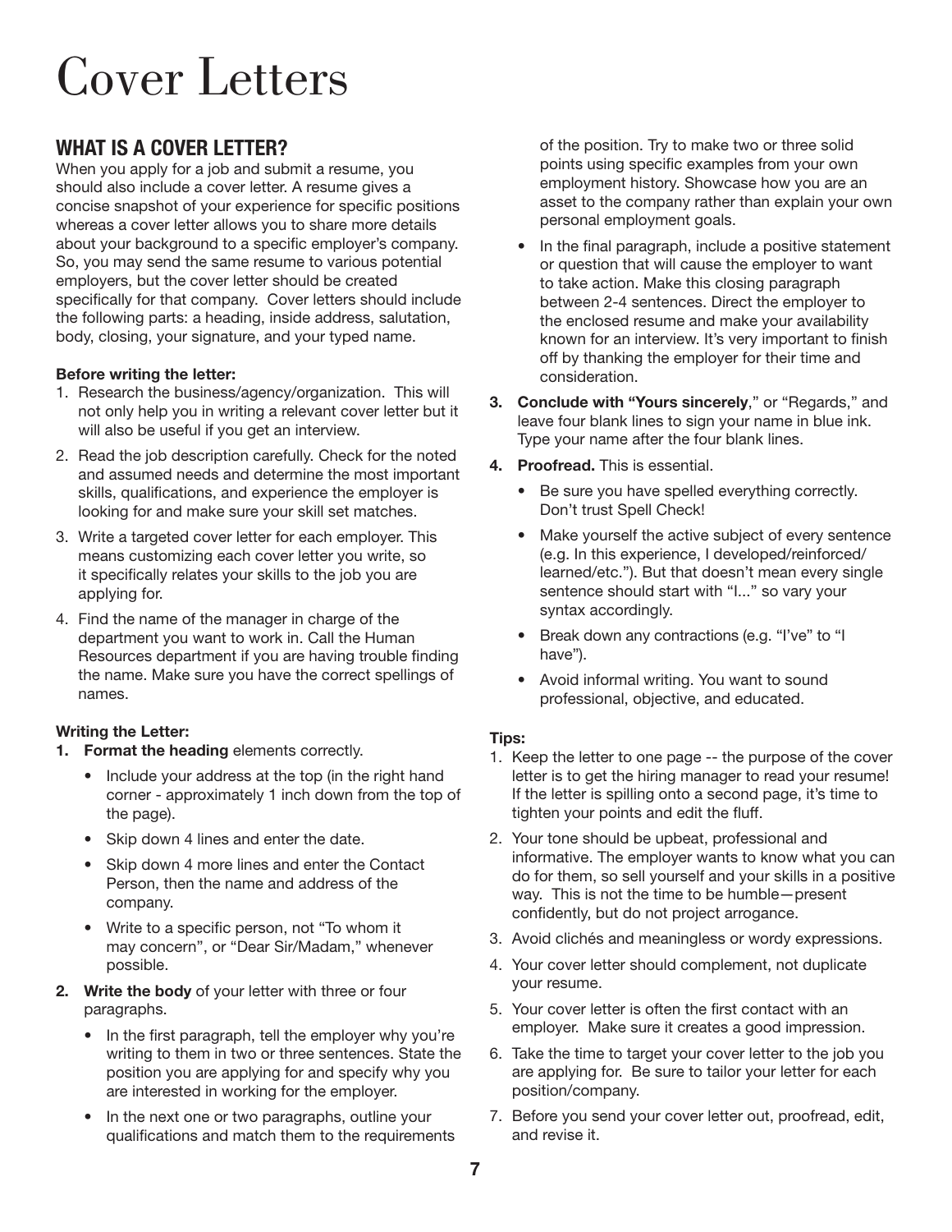# Cover Letters

## WHAT IS A COVER LETTER?

When you apply for a job and submit a resume, you should also include a cover letter. A resume gives a concise snapshot of your experience for specific positions whereas a cover letter allows you to share more details about your background to a specific employer's company. So, you may send the same resume to various potential employers, but the cover letter should be created specifically for that company. Cover letters should include the following parts: a heading, inside address, salutation, body, closing, your signature, and your typed name.

**Before writing the letter:**

1. Research the business/agency/organization. This will not only help you in writing a relevant cover letter but it will also be useful if you get an interview.
2. Read the job description carefully. Check for the noted and assumed needs and determine the most important skills, qualifications, and experience the employer is looking for and make sure your skill set matches.
3. Write a targeted cover letter for each employer. This means customizing each cover letter you write, so it specifically relates your skills to the job you are applying for.
4. Find the name of the manager in charge of the department you want to work in. Call the Human Resources department if you are having trouble finding the name. Make sure you have the correct spellings of names.

**Writing the Letter:**

1. **Format the heading** elements correctly.
   - Include your address at the top (in the right hand corner - approximately 1 inch down from the top of the page).
   - Skip down 4 lines and enter the date.
   - Skip down 4 more lines and enter the Contact Person, then the name and address of the company.
   - Write to a specific person, not "To whom it may concern", or "Dear Sir/Madam," whenever possible.
2. **Write the body** of your letter with three or four paragraphs.
   - In the first paragraph, tell the employer why you're writing to them in two or three sentences. State the position you are applying for and specify why you are interested in working for the employer.
   - In the next one or two paragraphs, outline your qualifications and match them to the requirements of the position. Try to make two or three solid points using specific examples from your own employment history. Showcase how you are an asset to the company rather than explain your own personal employment goals.
   - In the final paragraph, include a positive statement or question that will cause the employer to want to take action. Make this closing paragraph between 2-4 sentences. Direct the employer to the enclosed resume and make your availability known for an interview. It's very important to finish off by thanking the employer for their time and consideration.
3. **Conclude with "Yours sincerely**," or "Regards," and leave four blank lines to sign your name in blue ink. Type your name after the four blank lines.
4. **Proofread.** This is essential.
   - Be sure you have spelled everything correctly. Don't trust Spell Check!
   - Make yourself the active subject of every sentence (e.g. In this experience, I developed/reinforced/learned/etc."). But that doesn't mean every single sentence should start with "I..." so vary your syntax accordingly.
   - Break down any contractions (e.g. "I've" to "I have").
   - Avoid informal writing. You want to sound professional, objective, and educated.

**Tips:**

1. Keep the letter to one page -- the purpose of the cover letter is to get the hiring manager to read your resume! If the letter is spilling onto a second page, it's time to tighten your points and edit the fluff.
2. Your tone should be upbeat, professional and informative. The employer wants to know what you can do for them, so sell yourself and your skills in a positive way. This is not the time to be humble—present confidently, but do not project arrogance.
3. Avoid clichés and meaningless or wordy expressions.
4. Your cover letter should complement, not duplicate your resume.
5. Your cover letter is often the first contact with an employer. Make sure it creates a good impression.
6. Take the time to target your cover letter to the job you are applying for. Be sure to tailor your letter for each position/company.
7. Before you send your cover letter out, proofread, edit, and revise it.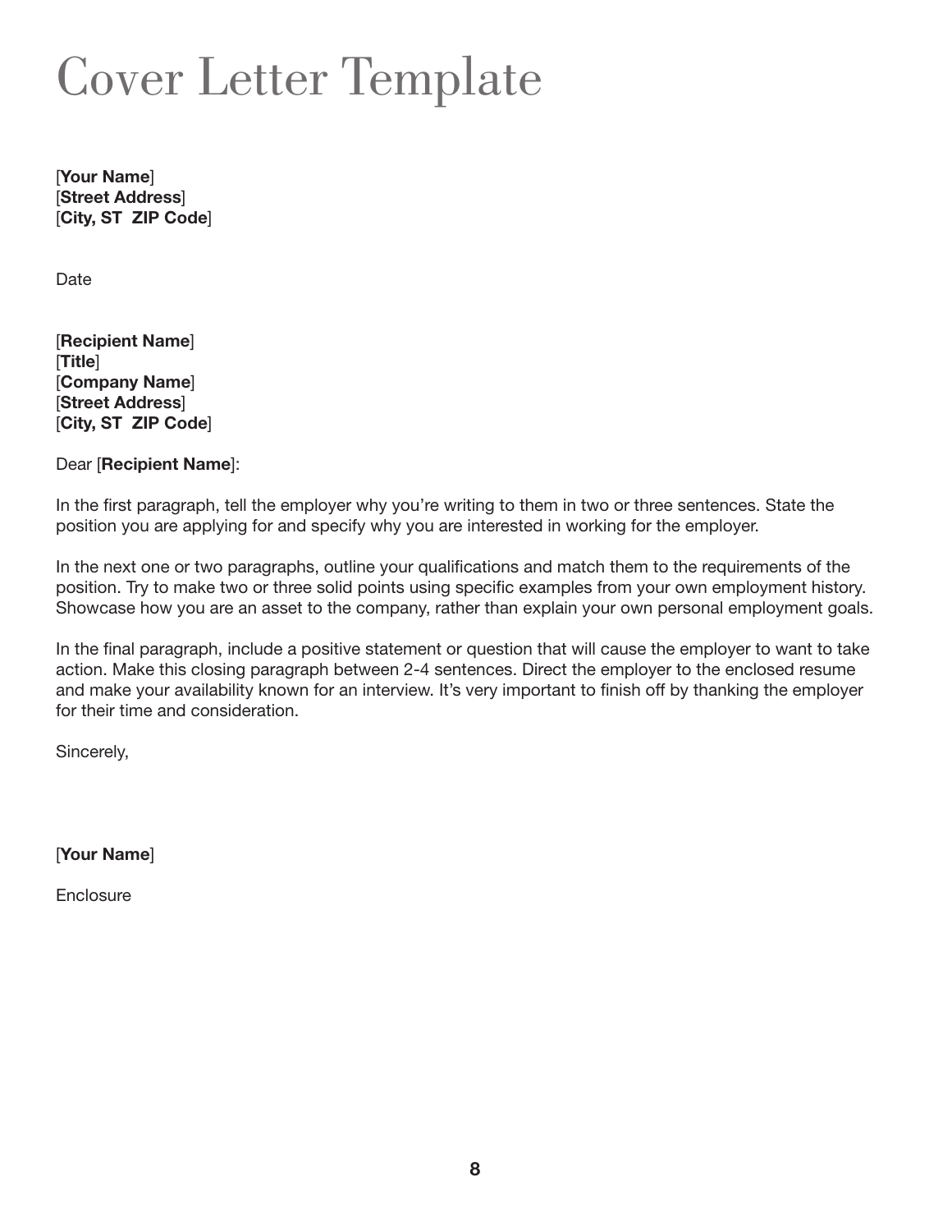# Cover Letter Template

[**Your Name**]
[**Street Address**]
[**City, ST  ZIP Code**]

Date

[**Recipient Name**]
[**Title**]
[**Company Name**]
[**Street Address**]
[**City, ST  ZIP Code**]

Dear [**Recipient Name**]:

In the first paragraph, tell the employer why you're writing to them in two or three sentences. State the position you are applying for and specify why you are interested in working for the employer.

In the next one or two paragraphs, outline your qualifications and match them to the requirements of the position. Try to make two or three solid points using specific examples from your own employment history. Showcase how you are an asset to the company, rather than explain your own personal employment goals.

In the final paragraph, include a positive statement or question that will cause the employer to want to take action. Make this closing paragraph between 2-4 sentences. Direct the employer to the enclosed resume and make your availability known for an interview. It's very important to finish off by thanking the employer for their time and consideration.

Sincerely,

[**Your Name**]

Enclosure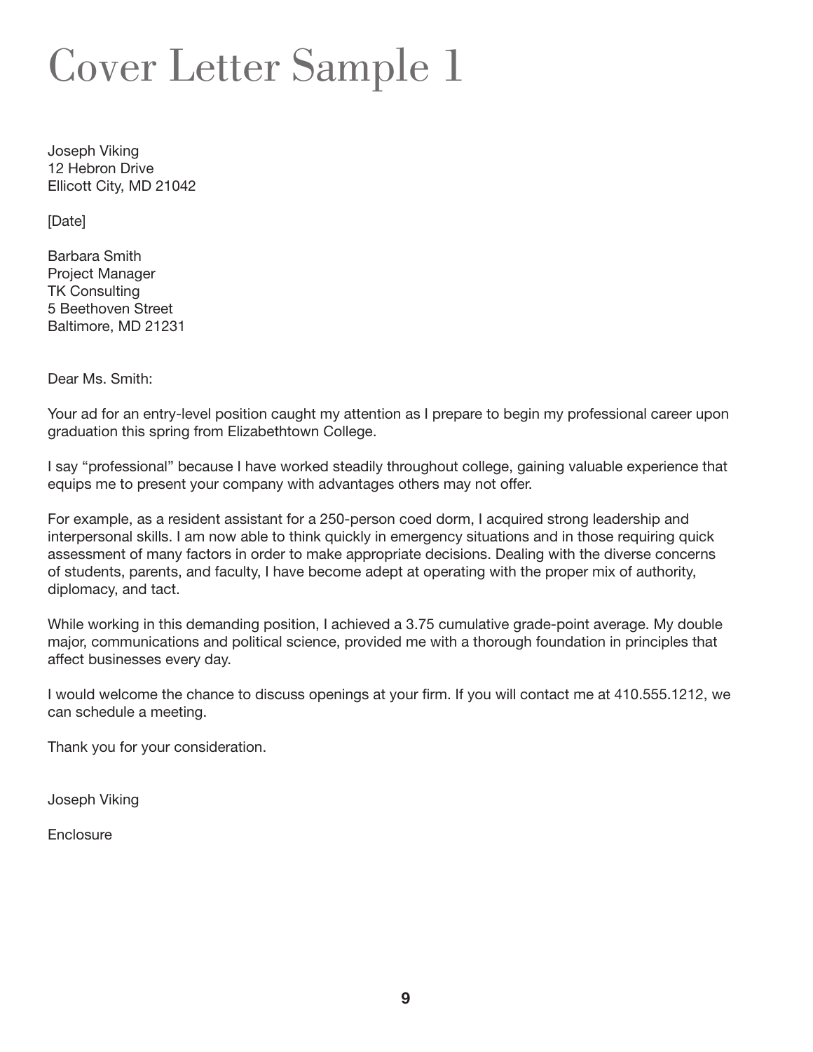# Cover Letter Sample 1

Joseph Viking
12 Hebron Drive
Ellicott City, MD 21042

[Date]

Barbara Smith
Project Manager
TK Consulting
5 Beethoven Street
Baltimore, MD 21231

Dear Ms. Smith:

Your ad for an entry-level position caught my attention as I prepare to begin my professional career upon graduation this spring from Elizabethtown College.

I say "professional" because I have worked steadily throughout college, gaining valuable experience that equips me to present your company with advantages others may not offer.

For example, as a resident assistant for a 250-person coed dorm, I acquired strong leadership and interpersonal skills. I am now able to think quickly in emergency situations and in those requiring quick assessment of many factors in order to make appropriate decisions. Dealing with the diverse concerns of students, parents, and faculty, I have become adept at operating with the proper mix of authority, diplomacy, and tact.

While working in this demanding position, I achieved a 3.75 cumulative grade-point average. My double major, communications and political science, provided me with a thorough foundation in principles that affect businesses every day.

I would welcome the chance to discuss openings at your firm. If you will contact me at 410.555.1212, we can schedule a meeting.

Thank you for your consideration.

Joseph Viking

Enclosure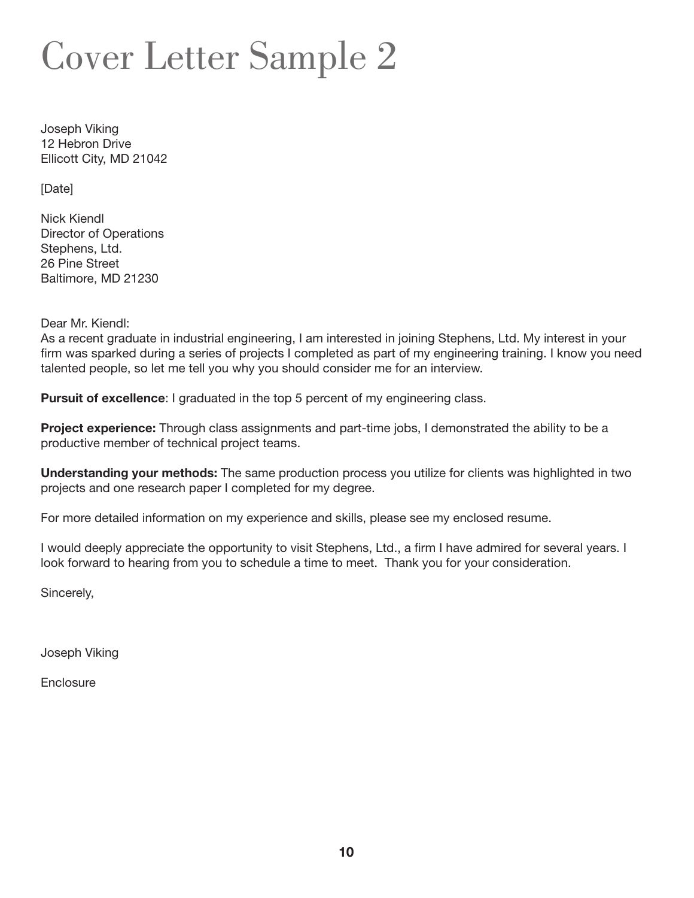# Cover Letter Sample 2

Joseph Viking
12 Hebron Drive
Ellicott City, MD 21042

[Date]

Nick Kiendl
Director of Operations
Stephens, Ltd.
26 Pine Street
Baltimore, MD 21230

Dear Mr. Kiendl:
As a recent graduate in industrial engineering, I am interested in joining Stephens, Ltd. My interest in your firm was sparked during a series of projects I completed as part of my engineering training. I know you need talented people, so let me tell you why you should consider me for an interview.

**Pursuit of excellence**: I graduated in the top 5 percent of my engineering class.

**Project experience:** Through class assignments and part-time jobs, I demonstrated the ability to be a productive member of technical project teams.

**Understanding your methods:** The same production process you utilize for clients was highlighted in two projects and one research paper I completed for my degree.

For more detailed information on my experience and skills, please see my enclosed resume.

I would deeply appreciate the opportunity to visit Stephens, Ltd., a firm I have admired for several years. I look forward to hearing from you to schedule a time to meet. Thank you for your consideration.

Sincerely,

Joseph Viking

Enclosure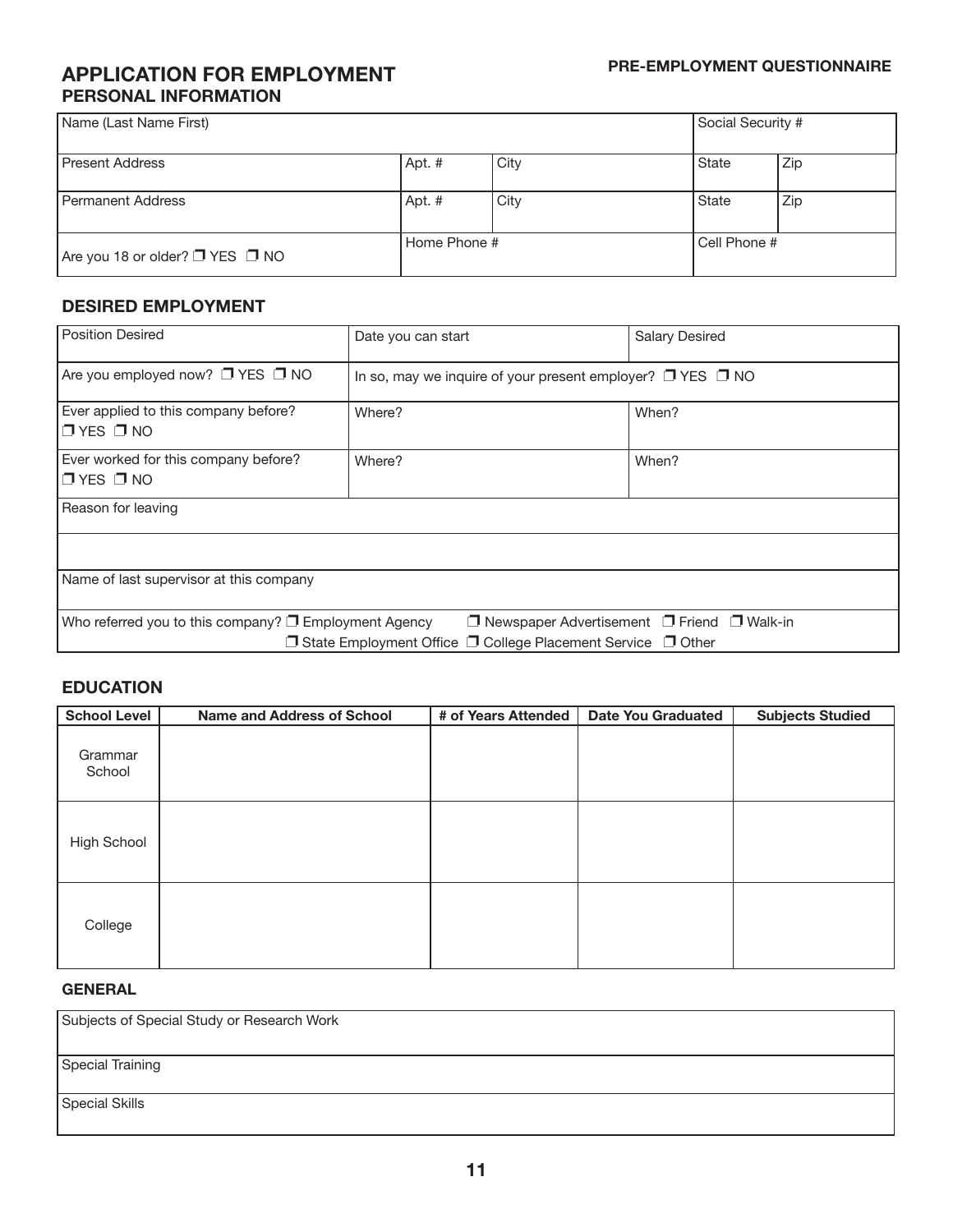**PRE-EMPLOYMENT QUESTIONNAIRE**

# APPLICATION FOR EMPLOYMENT

## PERSONAL INFORMATION

| Name (Last Name First) | | | Social Security # | |
|---|---|---|---|---|
| Present Address | Apt. # | City | State | Zip |
| Permanent Address | Apt. # | City | State | Zip |
| Are you 18 or older? ❒ YES ❒ NO | Home Phone # | | Cell Phone # | |

## DESIRED EMPLOYMENT

| Position Desired | Date you can start | Salary Desired |
|---|---|---|
| Are you employed now? ❒ YES ❒ NO | In so, may we inquire of your present employer? ❒ YES ❒ NO | |
| Ever applied to this company before? ❒ YES ❒ NO | Where? | When? |
| Ever worked for this company before? ❒ YES ❒ NO | Where? | When? |
| Reason for leaving | | |
| | | |
| Name of last supervisor at this company | | |
| Who referred you to this company? ❒ Employment Agency ❒ Newspaper Advertisement ❒ Friend ❒ Walk-in ❒ State Employment Office ❒ College Placement Service ❒ Other | | |

## EDUCATION

| School Level | Name and Address of School | # of Years Attended | Date You Graduated | Subjects Studied |
|---|---|---|---|---|
| Grammar School | | | | |
| High School | | | | |
| College | | | | |

## GENERAL

| Subjects of Special Study or Research Work |
|---|
| Special Training |
| Special Skills |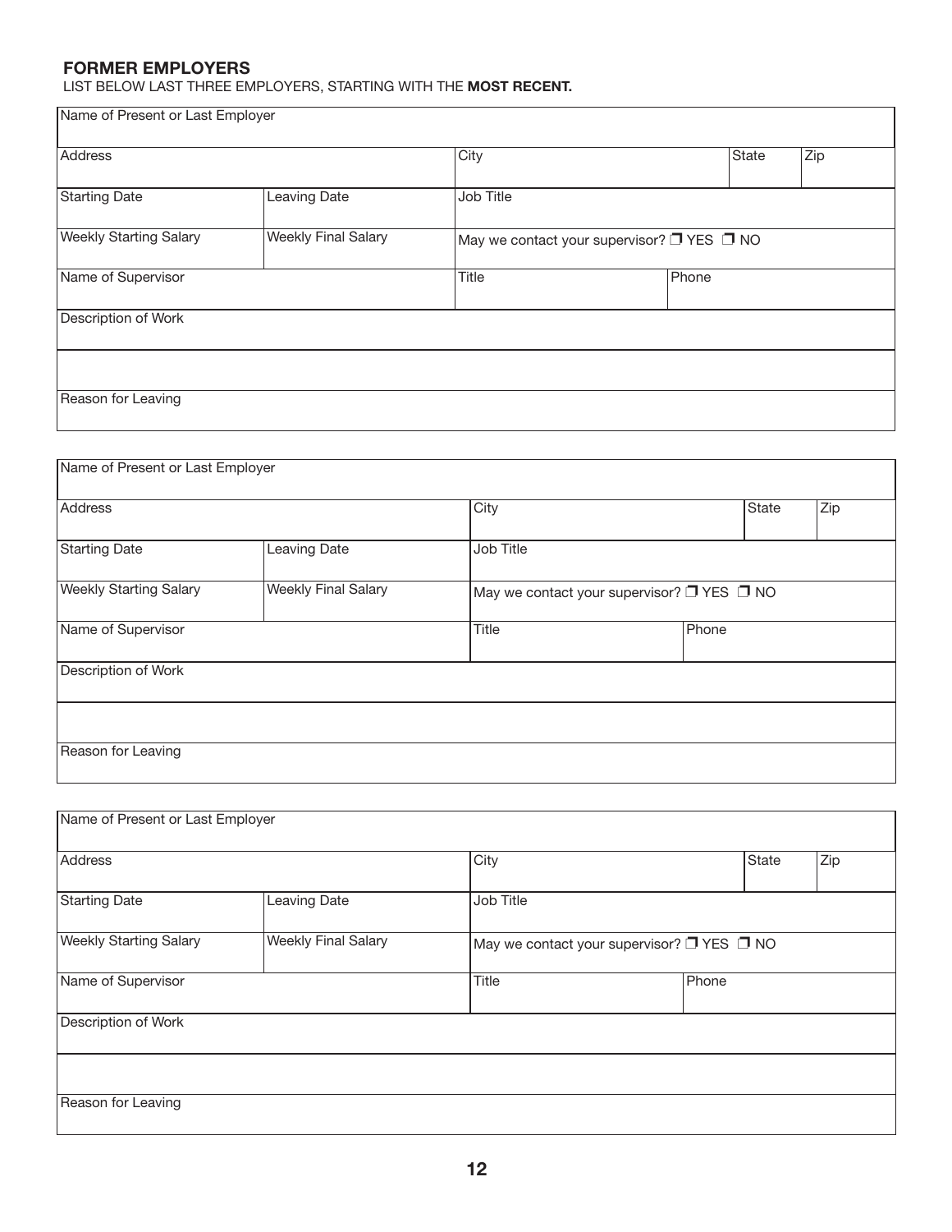**FORMER EMPLOYERS**

LIST BELOW LAST THREE EMPLOYERS, STARTING WITH THE **MOST RECENT.**

| Name of Present or Last Employer | | | | | |
|---|---|---|---|---|---|
| Address | | City | | State | Zip |
| Starting Date | Leaving Date | Job Title | | | |
| Weekly Starting Salary | Weekly Final Salary | May we contact your supervisor? ❒ YES ❒ NO | | | |
| Name of Supervisor | | Title | Phone | | |
| Description of Work | | | | | |
| | | | | | |
| Reason for Leaving | | | | | |

| Name of Present or Last Employer | | | | | |
|---|---|---|---|---|---|
| Address | | City | | State | Zip |
| Starting Date | Leaving Date | Job Title | | | |
| Weekly Starting Salary | Weekly Final Salary | May we contact your supervisor? ❒ YES ❒ NO | | | |
| Name of Supervisor | | Title | Phone | | |
| Description of Work | | | | | |
| | | | | | |
| Reason for Leaving | | | | | |

| Name of Present or Last Employer | | | | | |
|---|---|---|---|---|---|
| Address | | City | | State | Zip |
| Starting Date | Leaving Date | Job Title | | | |
| Weekly Starting Salary | Weekly Final Salary | May we contact your supervisor? ❒ YES ❒ NO | | | |
| Name of Supervisor | | Title | Phone | | |
| Description of Work | | | | | |
| | | | | | |
| Reason for Leaving | | | | | |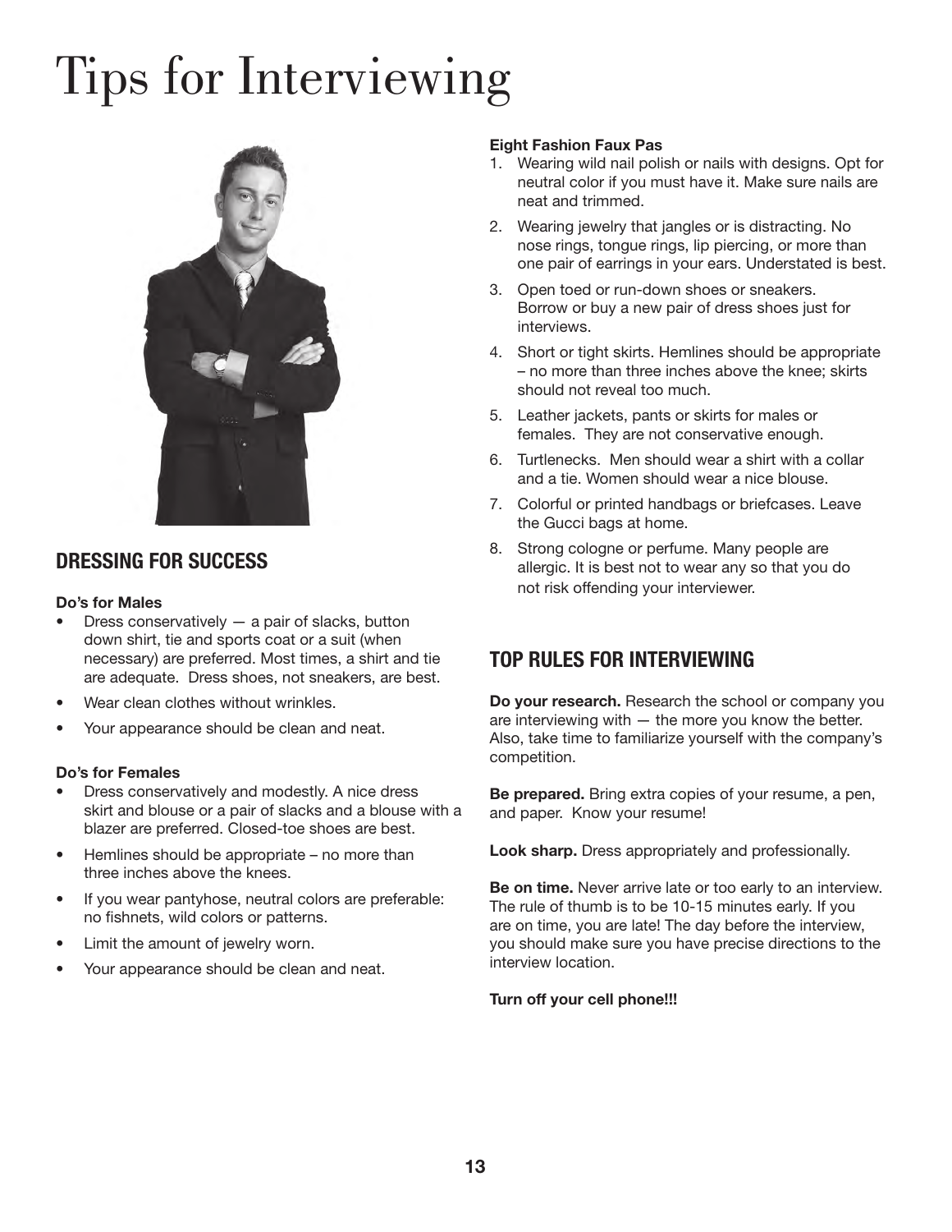# Tips for Interviewing

## DRESSING FOR SUCCESS

**Do's for Males**

- Dress conservatively — a pair of slacks, button down shirt, tie and sports coat or a suit (when necessary) are preferred. Most times, a shirt and tie are adequate. Dress shoes, not sneakers, are best.
- Wear clean clothes without wrinkles.
- Your appearance should be clean and neat.

**Do's for Females**

- Dress conservatively and modestly. A nice dress skirt and blouse or a pair of slacks and a blouse with a blazer are preferred. Closed-toe shoes are best.
- Hemlines should be appropriate – no more than three inches above the knees.
- If you wear pantyhose, neutral colors are preferable: no fishnets, wild colors or patterns.
- Limit the amount of jewelry worn.
- Your appearance should be clean and neat.

**Eight Fashion Faux Pas**

1. Wearing wild nail polish or nails with designs. Opt for neutral color if you must have it. Make sure nails are neat and trimmed.
2. Wearing jewelry that jangles or is distracting. No nose rings, tongue rings, lip piercing, or more than one pair of earrings in your ears. Understated is best.
3. Open toed or run-down shoes or sneakers. Borrow or buy a new pair of dress shoes just for interviews.
4. Short or tight skirts. Hemlines should be appropriate – no more than three inches above the knee; skirts should not reveal too much.
5. Leather jackets, pants or skirts for males or females. They are not conservative enough.
6. Turtlenecks. Men should wear a shirt with a collar and a tie. Women should wear a nice blouse.
7. Colorful or printed handbags or briefcases. Leave the Gucci bags at home.
8. Strong cologne or perfume. Many people are allergic. It is best not to wear any so that you do not risk offending your interviewer.

## TOP RULES FOR INTERVIEWING

**Do your research.** Research the school or company you are interviewing with — the more you know the better. Also, take time to familiarize yourself with the company's competition.

**Be prepared.** Bring extra copies of your resume, a pen, and paper. Know your resume!

**Look sharp.** Dress appropriately and professionally.

**Be on time.** Never arrive late or too early to an interview. The rule of thumb is to be 10-15 minutes early. If you are on time, you are late! The day before the interview, you should make sure you have precise directions to the interview location.

**Turn off your cell phone!!!**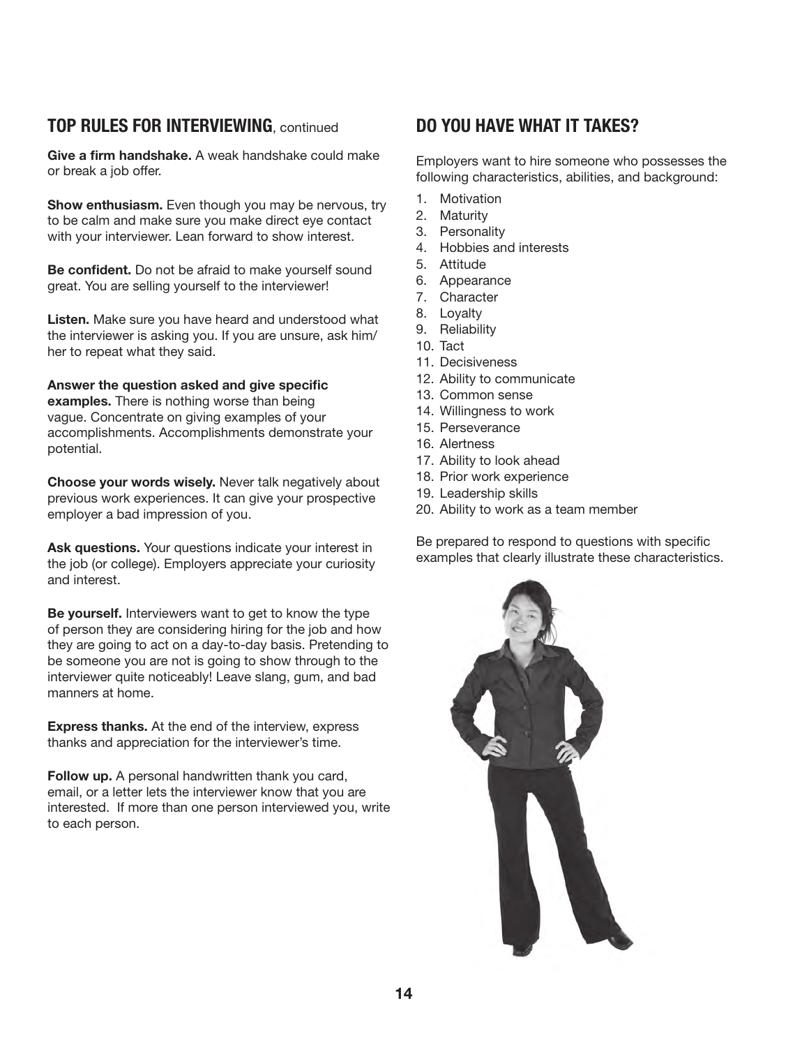## TOP RULES FOR INTERVIEWING, continued

**Give a firm handshake.** A weak handshake could make or break a job offer.

**Show enthusiasm.** Even though you may be nervous, try to be calm and make sure you make direct eye contact with your interviewer. Lean forward to show interest.

**Be confident.** Do not be afraid to make yourself sound great. You are selling yourself to the interviewer!

**Listen.** Make sure you have heard and understood what the interviewer is asking you. If you are unsure, ask him/her to repeat what they said.

**Answer the question asked and give specific examples.** There is nothing worse than being vague. Concentrate on giving examples of your accomplishments. Accomplishments demonstrate your potential.

**Choose your words wisely.** Never talk negatively about previous work experiences. It can give your prospective employer a bad impression of you.

**Ask questions.** Your questions indicate your interest in the job (or college). Employers appreciate your curiosity and interest.

**Be yourself.** Interviewers want to get to know the type of person they are considering hiring for the job and how they are going to act on a day-to-day basis. Pretending to be someone you are not is going to show through to the interviewer quite noticeably! Leave slang, gum, and bad manners at home.

**Express thanks.** At the end of the interview, express thanks and appreciation for the interviewer's time.

**Follow up.** A personal handwritten thank you card, email, or a letter lets the interviewer know that you are interested. If more than one person interviewed you, write to each person.

## DO YOU HAVE WHAT IT TAKES?

Employers want to hire someone who possesses the following characteristics, abilities, and background:

1. Motivation
2. Maturity
3. Personality
4. Hobbies and interests
5. Attitude
6. Appearance
7. Character
8. Loyalty
9. Reliability
10. Tact
11. Decisiveness
12. Ability to communicate
13. Common sense
14. Willingness to work
15. Perseverance
16. Alertness
17. Ability to look ahead
18. Prior work experience
19. Leadership skills
20. Ability to work as a team member

Be prepared to respond to questions with specific examples that clearly illustrate these characteristics.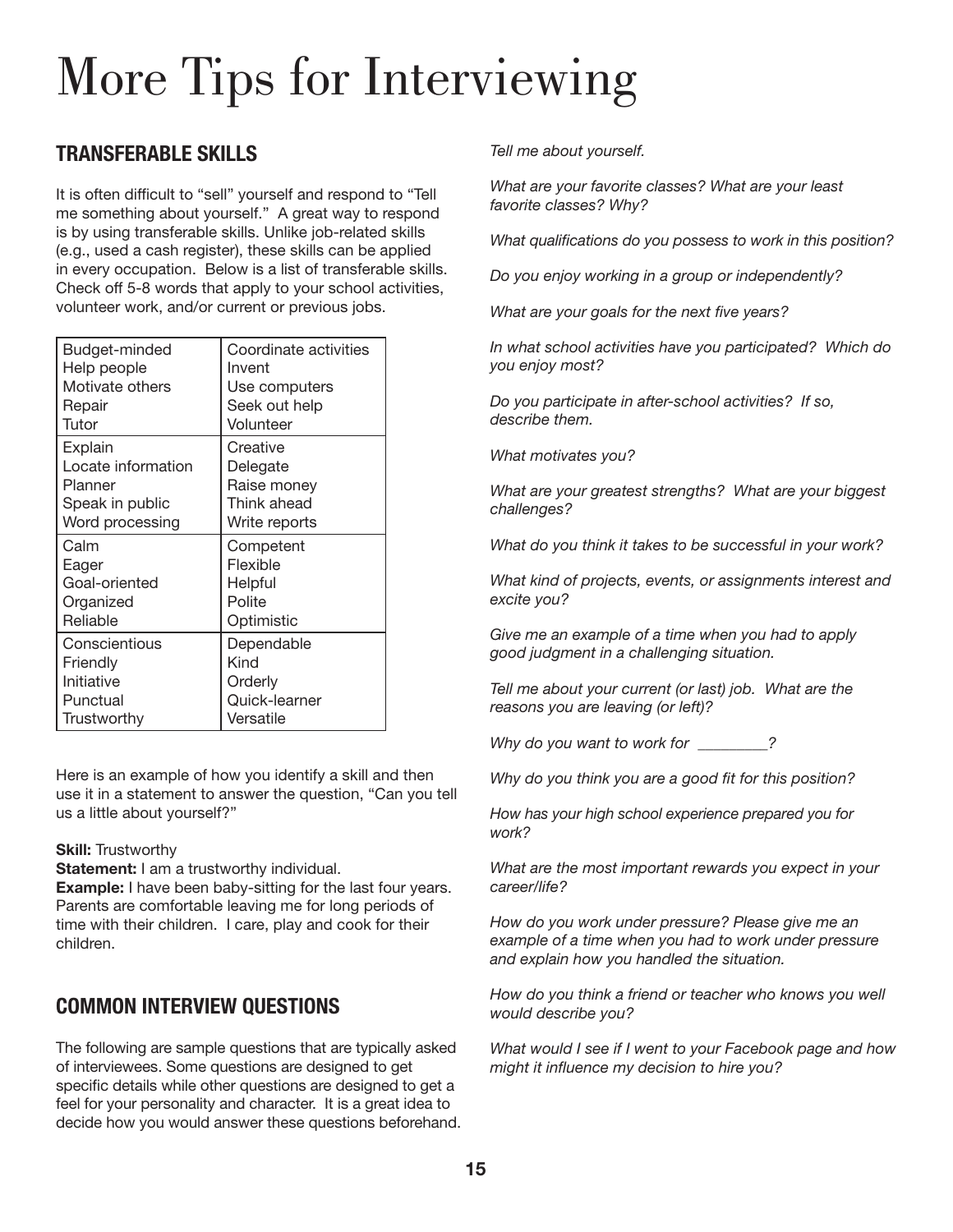# More Tips for Interviewing

## TRANSFERABLE SKILLS

It is often difficult to "sell" yourself and respond to "Tell me something about yourself." A great way to respond is by using transferable skills. Unlike job-related skills (e.g., used a cash register), these skills can be applied in every occupation. Below is a list of transferable skills. Check off 5-8 words that apply to your school activities, volunteer work, and/or current or previous jobs.

| | |
|---|---|
| Budget-minded | Coordinate activities |
| Help people | Invent |
| Motivate others | Use computers |
| Repair | Seek out help |
| Tutor | Volunteer |
| Explain | Creative |
| Locate information | Delegate |
| Planner | Raise money |
| Speak in public | Think ahead |
| Word processing | Write reports |
| Calm | Competent |
| Eager | Flexible |
| Goal-oriented | Helpful |
| Organized | Polite |
| Reliable | Optimistic |
| Conscientious | Dependable |
| Friendly | Kind |
| Initiative | Orderly |
| Punctual | Quick-learner |
| Trustworthy | Versatile |

Here is an example of how you identify a skill and then use it in a statement to answer the question, "Can you tell us a little about yourself?"

**Skill:** Trustworthy
**Statement:** I am a trustworthy individual.
**Example:** I have been baby-sitting for the last four years. Parents are comfortable leaving me for long periods of time with their children. I care, play and cook for their children.

## COMMON INTERVIEW QUESTIONS

The following are sample questions that are typically asked of interviewees. Some questions are designed to get specific details while other questions are designed to get a feel for your personality and character. It is a great idea to decide how you would answer these questions beforehand.

*Tell me about yourself.*

*What are your favorite classes? What are your least favorite classes? Why?*

*What qualifications do you possess to work in this position?*

*Do you enjoy working in a group or independently?*

*What are your goals for the next five years?*

*In what school activities have you participated? Which do you enjoy most?*

*Do you participate in after-school activities? If so, describe them.*

*What motivates you?*

*What are your greatest strengths? What are your biggest challenges?*

*What do you think it takes to be successful in your work?*

*What kind of projects, events, or assignments interest and excite you?*

*Give me an example of a time when you had to apply good judgment in a challenging situation.*

*Tell me about your current (or last) job. What are the reasons you are leaving (or left)?*

*Why do you want to work for ________?*

*Why do you think you are a good fit for this position?*

*How has your high school experience prepared you for work?*

*What are the most important rewards you expect in your career/life?*

*How do you work under pressure? Please give me an example of a time when you had to work under pressure and explain how you handled the situation.*

*How do you think a friend or teacher who knows you well would describe you?*

*What would I see if I went to your Facebook page and how might it influence my decision to hire you?*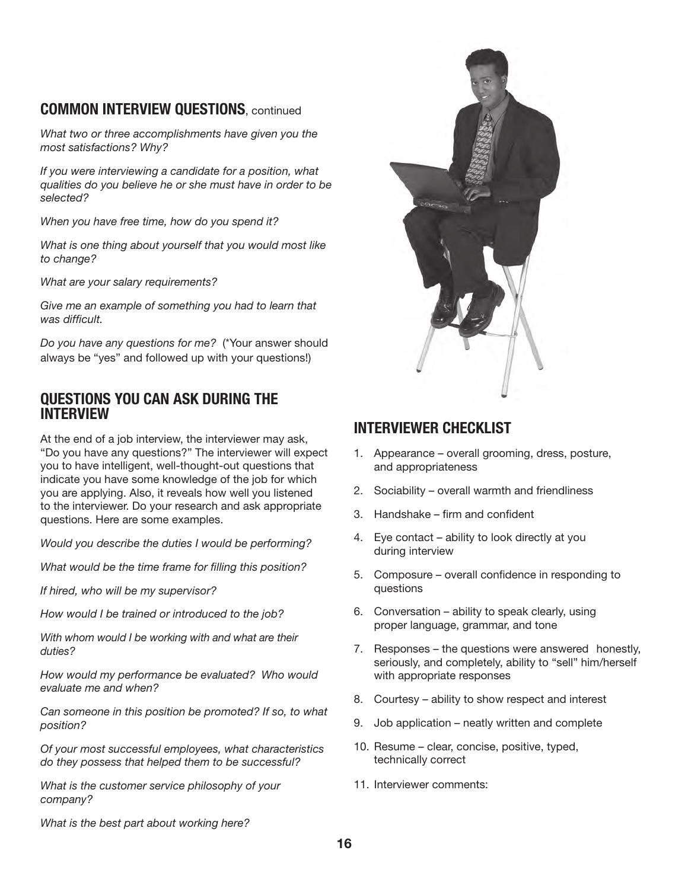## COMMON INTERVIEW QUESTIONS, continued

*What two or three accomplishments have given you the most satisfactions? Why?*

*If you were interviewing a candidate for a position, what qualities do you believe he or she must have in order to be selected?*

*When you have free time, how do you spend it?*

*What is one thing about yourself that you would most like to change?*

*What are your salary requirements?*

*Give me an example of something you had to learn that was difficult.*

*Do you have any questions for me?* (*Your answer should always be "yes" and followed up with your questions!)

## QUESTIONS YOU CAN ASK DURING THE INTERVIEW

At the end of a job interview, the interviewer may ask, "Do you have any questions?" The interviewer will expect you to have intelligent, well-thought-out questions that indicate you have some knowledge of the job for which you are applying. Also, it reveals how well you listened to the interviewer. Do your research and ask appropriate questions. Here are some examples.

*Would you describe the duties I would be performing?*

*What would be the time frame for filling this position?*

*If hired, who will be my supervisor?*

*How would I be trained or introduced to the job?*

*With whom would I be working with and what are their duties?*

*How would my performance be evaluated? Who would evaluate me and when?*

*Can someone in this position be promoted? If so, to what position?*

*Of your most successful employees, what characteristics do they possess that helped them to be successful?*

*What is the customer service philosophy of your company?*

*What is the best part about working here?*

## INTERVIEWER CHECKLIST

1. Appearance – overall grooming, dress, posture, and appropriateness
2. Sociability – overall warmth and friendliness
3. Handshake – firm and confident
4. Eye contact – ability to look directly at you during interview
5. Composure – overall confidence in responding to questions
6. Conversation – ability to speak clearly, using proper language, grammar, and tone
7. Responses – the questions were answered honestly, seriously, and completely, ability to "sell" him/herself with appropriate responses
8. Courtesy – ability to show respect and interest
9. Job application – neatly written and complete
10. Resume – clear, concise, positive, typed, technically correct
11. Interviewer comments: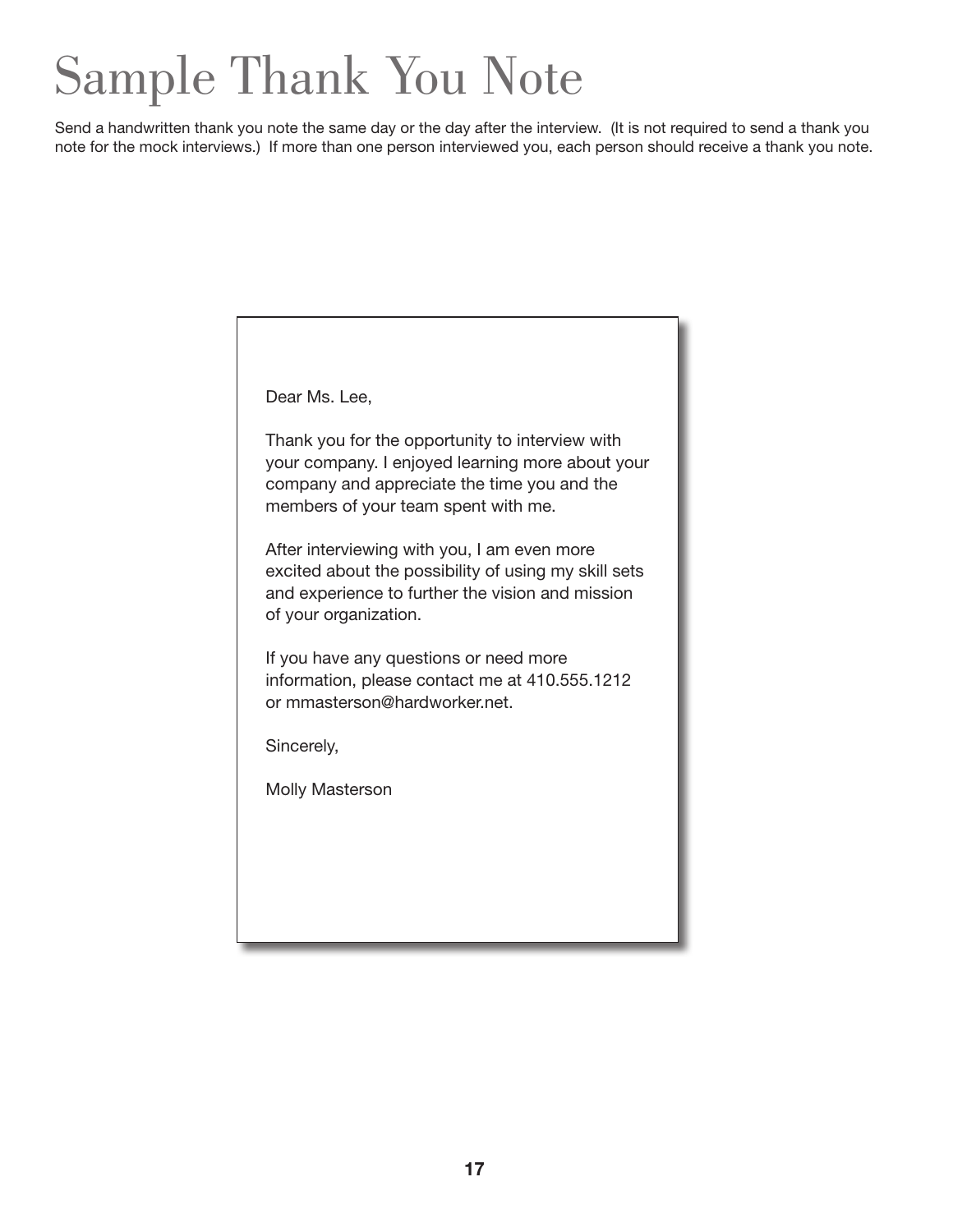# Sample Thank You Note

Send a handwritten thank you note the same day or the day after the interview. (It is not required to send a thank you note for the mock interviews.) If more than one person interviewed you, each person should receive a thank you note.

Dear Ms. Lee,

Thank you for the opportunity to interview with your company. I enjoyed learning more about your company and appreciate the time you and the members of your team spent with me.

After interviewing with you, I am even more excited about the possibility of using my skill sets and experience to further the vision and mission of your organization.

If you have any questions or need more information, please contact me at 410.555.1212 or mmasterson@hardworker.net.

Sincerely,

Molly Masterson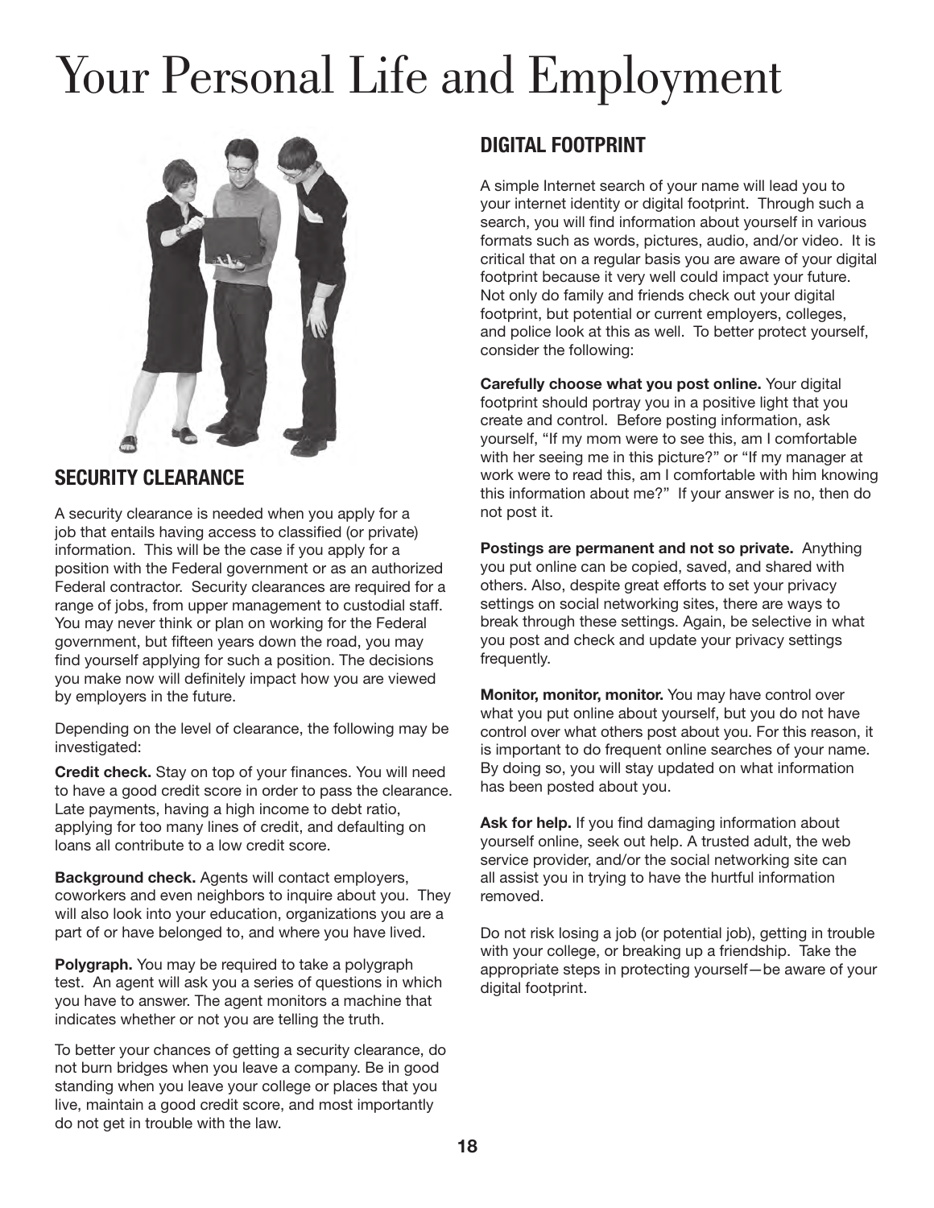# Your Personal Life and Employment

## SECURITY CLEARANCE

A security clearance is needed when you apply for a job that entails having access to classified (or private) information. This will be the case if you apply for a position with the Federal government or as an authorized Federal contractor. Security clearances are required for a range of jobs, from upper management to custodial staff. You may never think or plan on working for the Federal government, but fifteen years down the road, you may find yourself applying for such a position. The decisions you make now will definitely impact how you are viewed by employers in the future.

Depending on the level of clearance, the following may be investigated:

**Credit check.** Stay on top of your finances. You will need to have a good credit score in order to pass the clearance. Late payments, having a high income to debt ratio, applying for too many lines of credit, and defaulting on loans all contribute to a low credit score.

**Background check.** Agents will contact employers, coworkers and even neighbors to inquire about you. They will also look into your education, organizations you are a part of or have belonged to, and where you have lived.

**Polygraph.** You may be required to take a polygraph test. An agent will ask you a series of questions in which you have to answer. The agent monitors a machine that indicates whether or not you are telling the truth.

To better your chances of getting a security clearance, do not burn bridges when you leave a company. Be in good standing when you leave your college or places that you live, maintain a good credit score, and most importantly do not get in trouble with the law.

## DIGITAL FOOTPRINT

A simple Internet search of your name will lead you to your internet identity or digital footprint. Through such a search, you will find information about yourself in various formats such as words, pictures, audio, and/or video. It is critical that on a regular basis you are aware of your digital footprint because it very well could impact your future. Not only do family and friends check out your digital footprint, but potential or current employers, colleges, and police look at this as well. To better protect yourself, consider the following:

**Carefully choose what you post online.** Your digital footprint should portray you in a positive light that you create and control. Before posting information, ask yourself, "If my mom were to see this, am I comfortable with her seeing me in this picture?" or "If my manager at work were to read this, am I comfortable with him knowing this information about me?" If your answer is no, then do not post it.

**Postings are permanent and not so private.** Anything you put online can be copied, saved, and shared with others. Also, despite great efforts to set your privacy settings on social networking sites, there are ways to break through these settings. Again, be selective in what you post and check and update your privacy settings frequently.

**Monitor, monitor, monitor.** You may have control over what you put online about yourself, but you do not have control over what others post about you. For this reason, it is important to do frequent online searches of your name. By doing so, you will stay updated on what information has been posted about you.

**Ask for help.** If you find damaging information about yourself online, seek out help. A trusted adult, the web service provider, and/or the social networking site can all assist you in trying to have the hurtful information removed.

Do not risk losing a job (or potential job), getting in trouble with your college, or breaking up a friendship. Take the appropriate steps in protecting yourself—be aware of your digital footprint.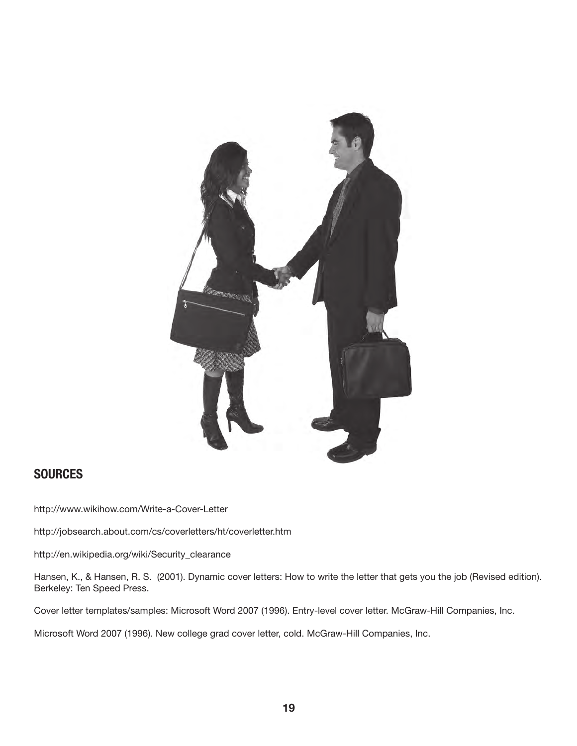## SOURCES

http://www.wikihow.com/Write-a-Cover-Letter

http://jobsearch.about.com/cs/coverletters/ht/coverletter.htm

http://en.wikipedia.org/wiki/Security_clearance

Hansen, K., & Hansen, R. S. (2001). Dynamic cover letters: How to write the letter that gets you the job (Revised edition). Berkeley: Ten Speed Press.

Cover letter templates/samples: Microsoft Word 2007 (1996). Entry-level cover letter. McGraw-Hill Companies, Inc.

Microsoft Word 2007 (1996). New college grad cover letter, cold. McGraw-Hill Companies, Inc.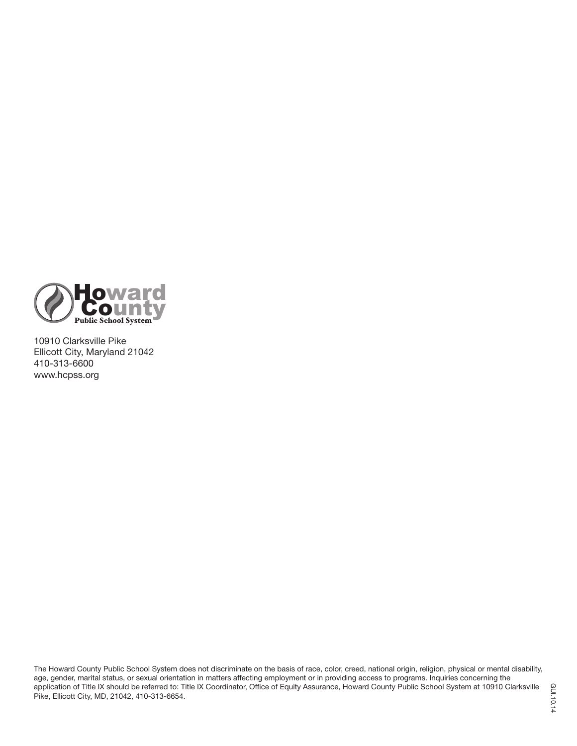Howard County Public School System

10910 Clarksville Pike
Ellicott City, Maryland 21042
410-313-6600
www.hcpss.org

The Howard County Public School System does not discriminate on the basis of race, color, creed, national origin, religion, physical or mental disability, age, gender, marital status, or sexual orientation in matters affecting employment or in providing access to programs. Inquiries concerning the application of Title IX should be referred to: Title IX Coordinator, Office of Equity Assurance, Howard County Public School System at 10910 Clarksville Pike, Ellicott City, MD, 21042, 410-313-6654.

GUI.10.14